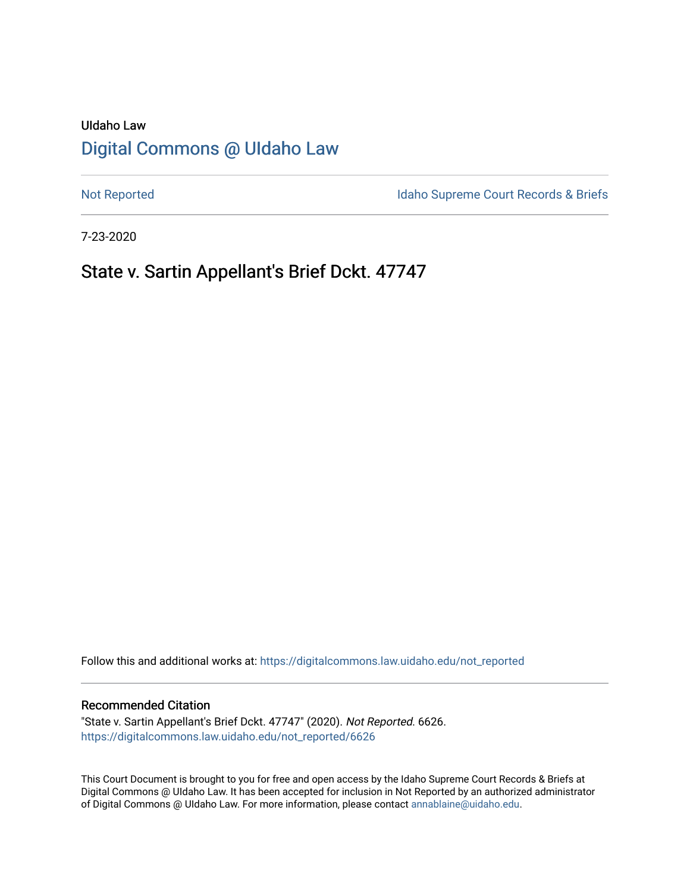UIdaho Law

# Digital Commons @ UIdaho Law

Not Reported

Idaho Supreme Court Records & Briefs

7-23-2020

## State v. Sartin Appellant's Brief Dckt. 47747

Follow this and additional works at: https://digitalcommons.law.uidaho.edu/not_reported

### Recommended Citation

"State v. Sartin Appellant's Brief Dckt. 47747" (2020). *Not Reported*. 6626.
https://digitalcommons.law.uidaho.edu/not_reported/6626

This Court Document is brought to you for free and open access by the Idaho Supreme Court Records & Briefs at Digital Commons @ UIdaho Law. It has been accepted for inclusion in Not Reported by an authorized administrator of Digital Commons @ UIdaho Law. For more information, please contact annablaine@uidaho.edu.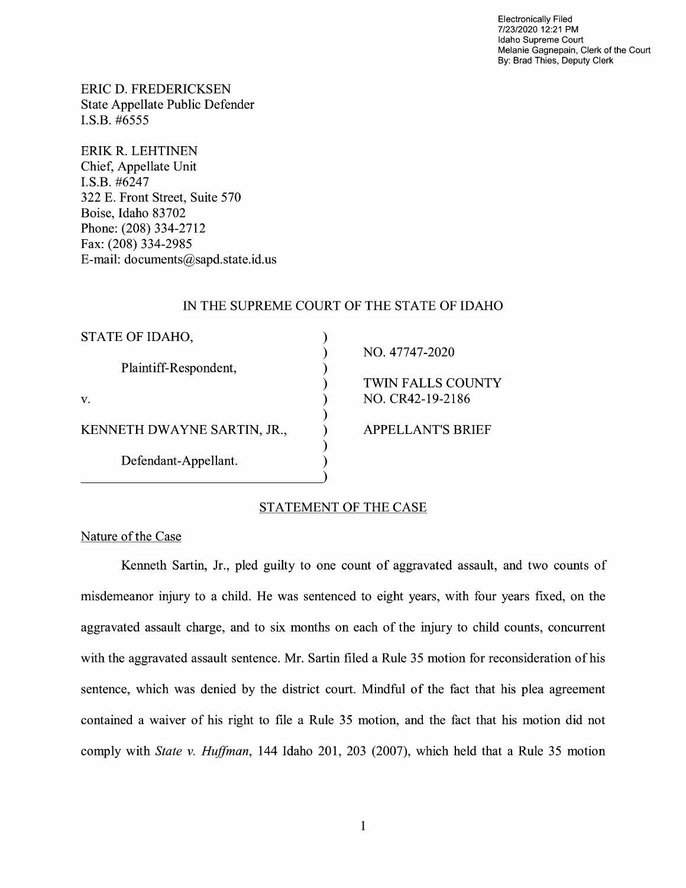Electronically Filed
7/23/2020 12:21 PM
Idaho Supreme Court
Melanie Gagnepain, Clerk of the Court
By: Brad Thies, Deputy Clerk

ERIC D. FREDERICKSEN
State Appellate Public Defender
I.S.B. #6555

ERIK R. LEHTINEN
Chief, Appellate Unit
I.S.B. #6247
322 E. Front Street, Suite 570
Boise, Idaho 83702
Phone: (208) 334-2712
Fax: (208) 334-2985
E-mail: documents@sapd.state.id.us

IN THE SUPREME COURT OF THE STATE OF IDAHO

| | |
|---|---|
| STATE OF IDAHO, | NO. 47747-2020 |
| Plaintiff-Respondent, | TWIN FALLS COUNTY |
| v. | NO. CR42-19-2186 |
| KENNETH DWAYNE SARTIN, JR., | APPELLANT'S BRIEF |
| Defendant-Appellant. | |

## STATEMENT OF THE CASE

### Nature of the Case

Kenneth Sartin, Jr., pled guilty to one count of aggravated assault, and two counts of misdemeanor injury to a child. He was sentenced to eight years, with four years fixed, on the aggravated assault charge, and to six months on each of the injury to child counts, concurrent with the aggravated assault sentence. Mr. Sartin filed a Rule 35 motion for reconsideration of his sentence, which was denied by the district court. Mindful of the fact that his plea agreement contained a waiver of his right to file a Rule 35 motion, and the fact that his motion did not comply with *State v. Huffman*, 144 Idaho 201, 203 (2007), which held that a Rule 35 motion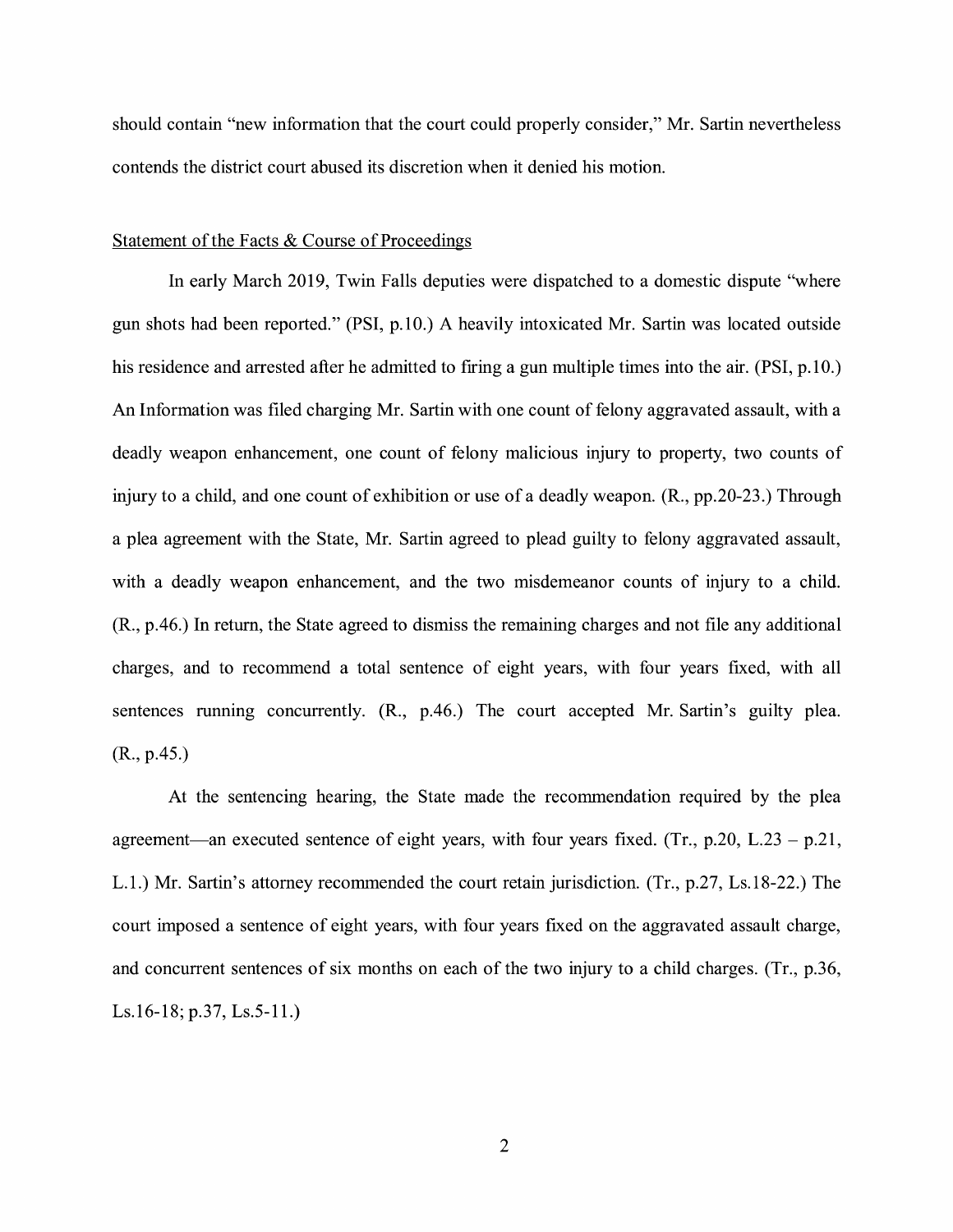should contain "new information that the court could properly consider," Mr. Sartin nevertheless contends the district court abused its discretion when it denied his motion.

Statement of the Facts & Course of Proceedings

In early March 2019, Twin Falls deputies were dispatched to a domestic dispute "where gun shots had been reported." (PSI, p.10.) A heavily intoxicated Mr. Sartin was located outside his residence and arrested after he admitted to firing a gun multiple times into the air. (PSI, p.10.) An Information was filed charging Mr. Sartin with one count of felony aggravated assault, with a deadly weapon enhancement, one count of felony malicious injury to property, two counts of injury to a child, and one count of exhibition or use of a deadly weapon. (R., pp.20-23.) Through a plea agreement with the State, Mr. Sartin agreed to plead guilty to felony aggravated assault, with a deadly weapon enhancement, and the two misdemeanor counts of injury to a child. (R., p.46.) In return, the State agreed to dismiss the remaining charges and not file any additional charges, and to recommend a total sentence of eight years, with four years fixed, with all sentences running concurrently. (R., p.46.) The court accepted Mr. Sartin's guilty plea. (R., p.45.)

At the sentencing hearing, the State made the recommendation required by the plea agreement—an executed sentence of eight years, with four years fixed. (Tr., p.20, L.23 – p.21, L.1.) Mr. Sartin's attorney recommended the court retain jurisdiction. (Tr., p.27, Ls.18-22.) The court imposed a sentence of eight years, with four years fixed on the aggravated assault charge, and concurrent sentences of six months on each of the two injury to a child charges. (Tr., p.36, Ls.16-18; p.37, Ls.5-11.)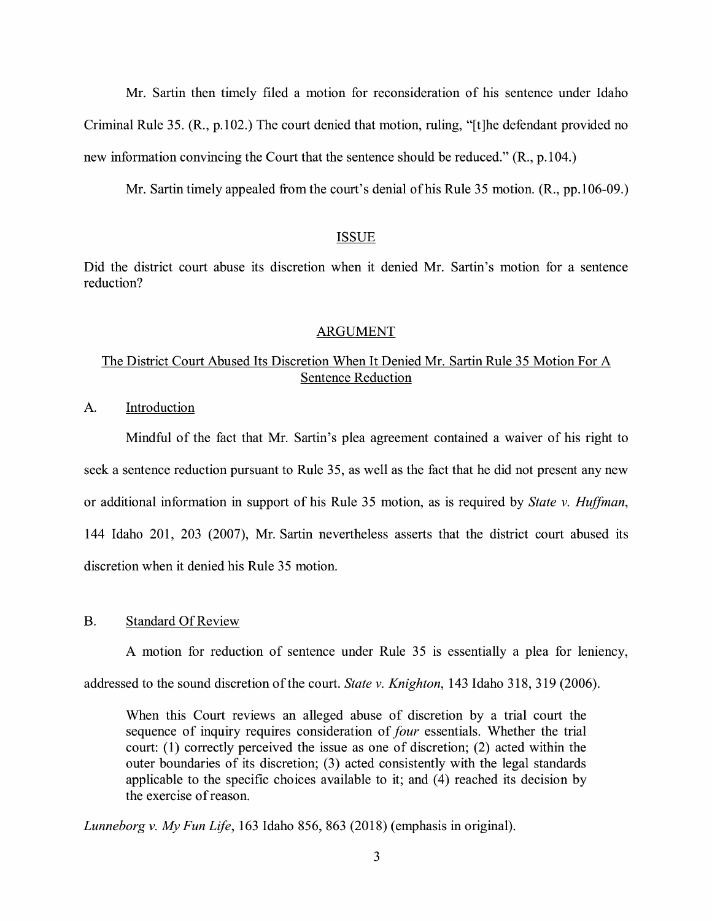Mr. Sartin then timely filed a motion for reconsideration of his sentence under Idaho Criminal Rule 35. (R., p.102.) The court denied that motion, ruling, "[t]he defendant provided no new information convincing the Court that the sentence should be reduced." (R., p.104.)

Mr. Sartin timely appealed from the court's denial of his Rule 35 motion. (R., pp.106-09.)

## ISSUE

Did the district court abuse its discretion when it denied Mr. Sartin's motion for a sentence reduction?

## ARGUMENT

### The District Court Abused Its Discretion When It Denied Mr. Sartin Rule 35 Motion For A Sentence Reduction

#### A. Introduction

Mindful of the fact that Mr. Sartin's plea agreement contained a waiver of his right to seek a sentence reduction pursuant to Rule 35, as well as the fact that he did not present any new or additional information in support of his Rule 35 motion, as is required by *State v. Huffman*, 144 Idaho 201, 203 (2007), Mr. Sartin nevertheless asserts that the district court abused its discretion when it denied his Rule 35 motion.

#### B. Standard Of Review

A motion for reduction of sentence under Rule 35 is essentially a plea for leniency, addressed to the sound discretion of the court. *State v. Knighton*, 143 Idaho 318, 319 (2006).

> When this Court reviews an alleged abuse of discretion by a trial court the sequence of inquiry requires consideration of *four* essentials. Whether the trial court: (1) correctly perceived the issue as one of discretion; (2) acted within the outer boundaries of its discretion; (3) acted consistently with the legal standards applicable to the specific choices available to it; and (4) reached its decision by the exercise of reason.

*Lunneborg v. My Fun Life*, 163 Idaho 856, 863 (2018) (emphasis in original).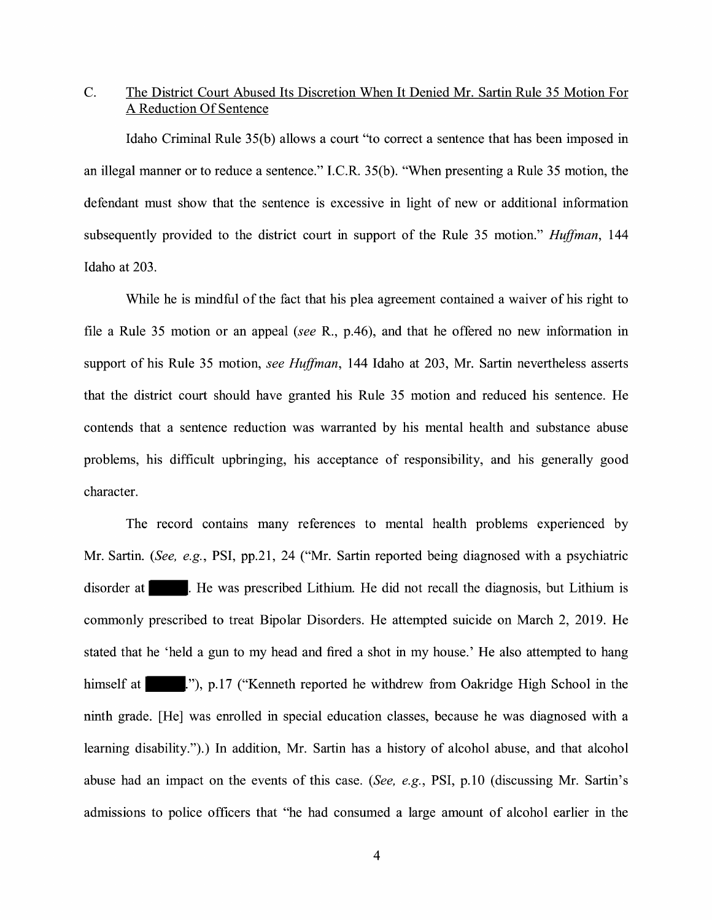C. <u>The District Court Abused Its Discretion When It Denied Mr. Sartin Rule 35 Motion For A Reduction Of Sentence</u>

Idaho Criminal Rule 35(b) allows a court "to correct a sentence that has been imposed in an illegal manner or to reduce a sentence." I.C.R. 35(b). "When presenting a Rule 35 motion, the defendant must show that the sentence is excessive in light of new or additional information subsequently provided to the district court in support of the Rule 35 motion." *Huffman*, 144 Idaho at 203.

While he is mindful of the fact that his plea agreement contained a waiver of his right to file a Rule 35 motion or an appeal (*see* R., p.46), and that he offered no new information in support of his Rule 35 motion, *see Huffman*, 144 Idaho at 203, Mr. Sartin nevertheless asserts that the district court should have granted his Rule 35 motion and reduced his sentence. He contends that a sentence reduction was warranted by his mental health and substance abuse problems, his difficult upbringing, his acceptance of responsibility, and his generally good character.

The record contains many references to mental health problems experienced by Mr. Sartin. (*See, e.g.*, PSI, pp.21, 24 ("Mr. Sartin reported being diagnosed with a psychiatric disorder at ████. He was prescribed Lithium. He did not recall the diagnosis, but Lithium is commonly prescribed to treat Bipolar Disorders. He attempted suicide on March 2, 2019. He stated that he 'held a gun to my head and fired a shot in my house.' He also attempted to hang himself at ████."), p.17 ("Kenneth reported he withdrew from Oakridge High School in the ninth grade. [He] was enrolled in special education classes, because he was diagnosed with a learning disability.").) In addition, Mr. Sartin has a history of alcohol abuse, and that alcohol abuse had an impact on the events of this case. (*See, e.g.*, PSI, p.10 (discussing Mr. Sartin's admissions to police officers that "he had consumed a large amount of alcohol earlier in the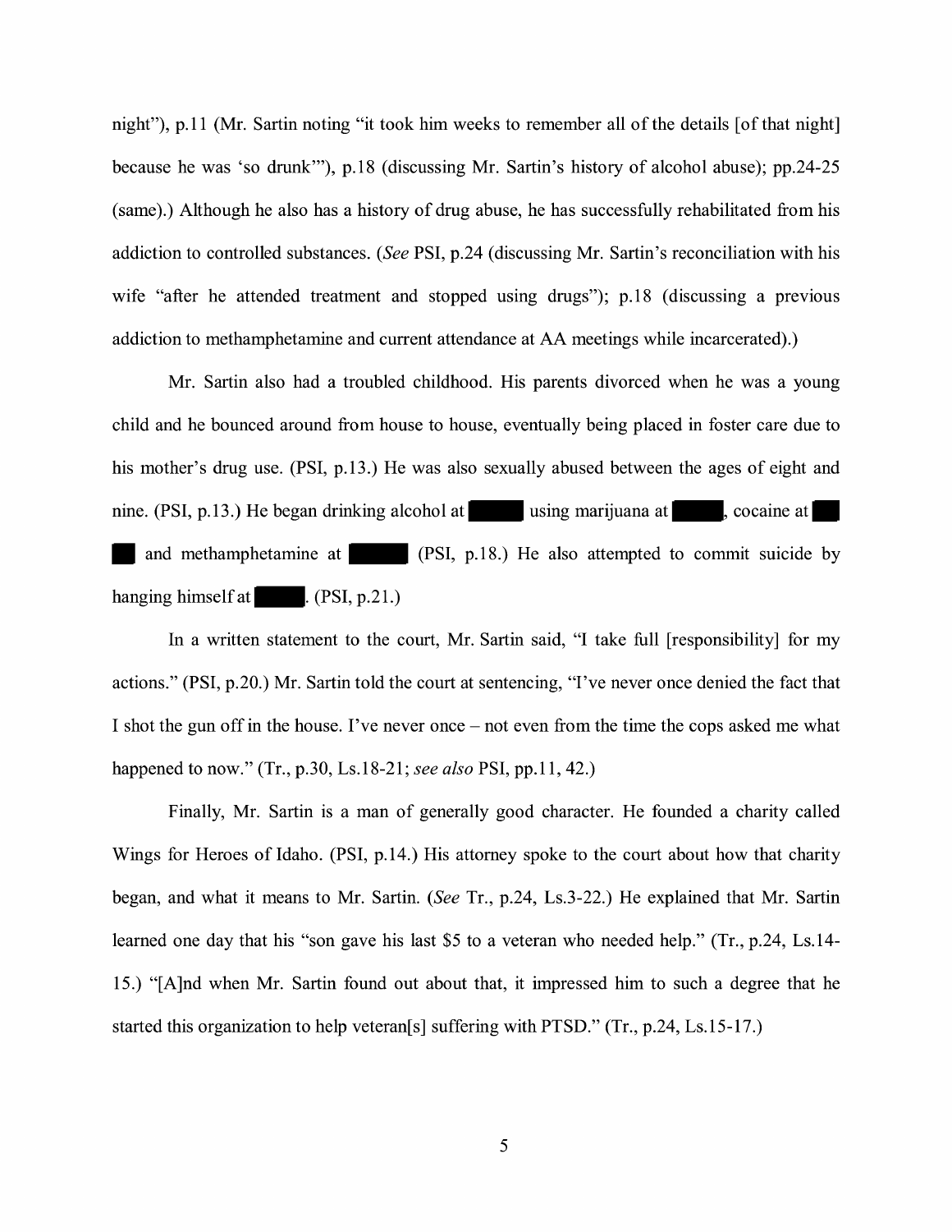night"), p.11 (Mr. Sartin noting "it took him weeks to remember all of the details [of that night] because he was 'so drunk'"), p.18 (discussing Mr. Sartin's history of alcohol abuse); pp.24-25 (same).) Although he also has a history of drug abuse, he has successfully rehabilitated from his addiction to controlled substances. (*See* PSI, p.24 (discussing Mr. Sartin's reconciliation with his wife "after he attended treatment and stopped using drugs"); p.18 (discussing a previous addiction to methamphetamine and current attendance at AA meetings while incarcerated).)

Mr. Sartin also had a troubled childhood. His parents divorced when he was a young child and he bounced around from house to house, eventually being placed in foster care due to his mother's drug use. (PSI, p.13.) He was also sexually abused between the ages of eight and nine. (PSI, p.13.) He began drinking alcohol at ████ using marijuana at ████, cocaine at ██ and methamphetamine at ████ (PSI, p.18.) He also attempted to commit suicide by hanging himself at ████. (PSI, p.21.)

In a written statement to the court, Mr. Sartin said, "I take full [responsibility] for my actions." (PSI, p.20.) Mr. Sartin told the court at sentencing, "I've never once denied the fact that I shot the gun off in the house. I've never once – not even from the time the cops asked me what happened to now." (Tr., p.30, Ls.18-21; *see also* PSI, pp.11, 42.)

Finally, Mr. Sartin is a man of generally good character. He founded a charity called Wings for Heroes of Idaho. (PSI, p.14.) His attorney spoke to the court about how that charity began, and what it means to Mr. Sartin. (*See* Tr., p.24, Ls.3-22.) He explained that Mr. Sartin learned one day that his "son gave his last $5 to a veteran who needed help." (Tr., p.24, Ls.14-15.) "[A]nd when Mr. Sartin found out about that, it impressed him to such a degree that he started this organization to help veteran[s] suffering with PTSD." (Tr., p.24, Ls.15-17.)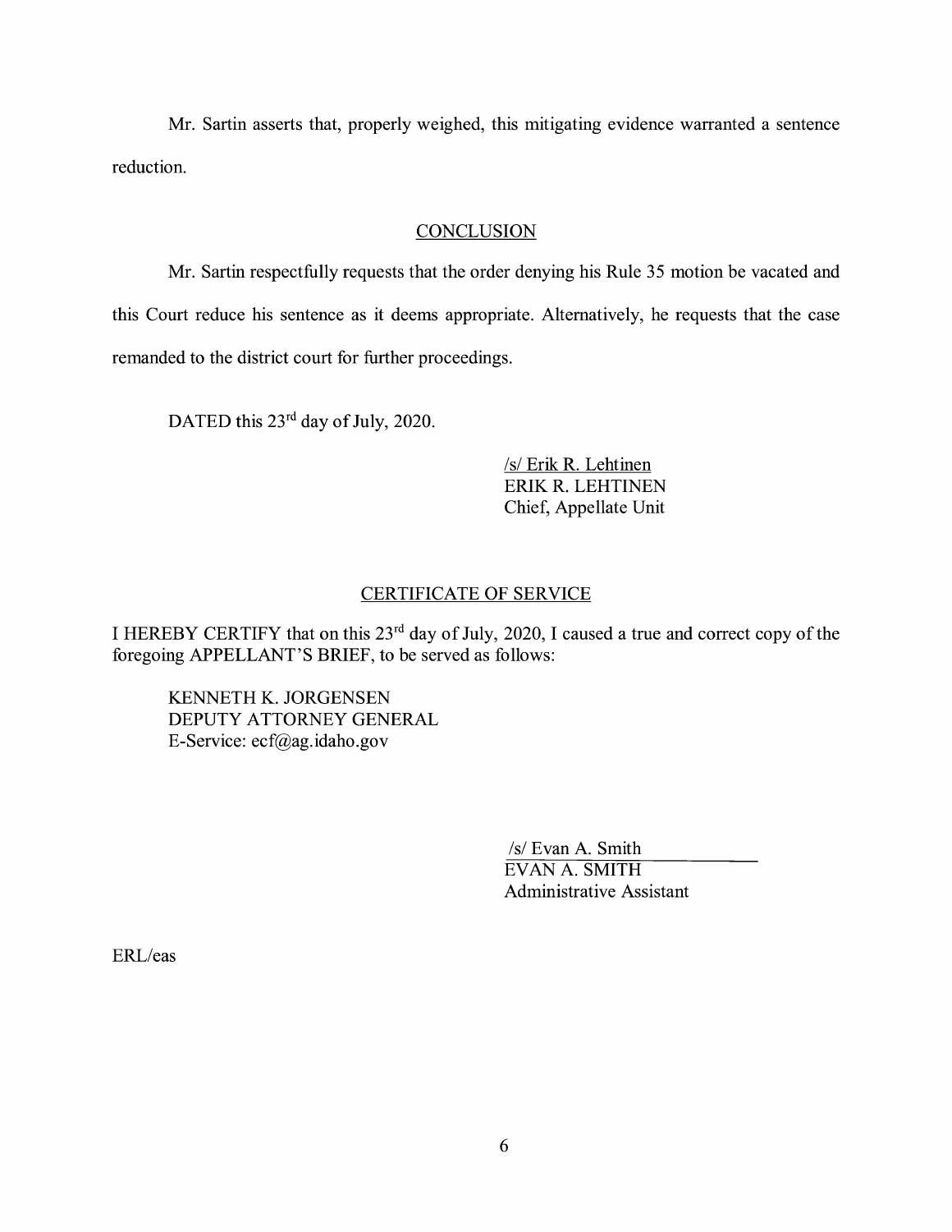Mr. Sartin asserts that, properly weighed, this mitigating evidence warranted a sentence reduction.

## CONCLUSION

Mr. Sartin respectfully requests that the order denying his Rule 35 motion be vacated and this Court reduce his sentence as it deems appropriate. Alternatively, he requests that the case remanded to the district court for further proceedings.

DATED this 23rd day of July, 2020.

/s/ Erik R. Lehtinen
ERIK R. LEHTINEN
Chief, Appellate Unit

## CERTIFICATE OF SERVICE

I HEREBY CERTIFY that on this 23rd day of July, 2020, I caused a true and correct copy of the foregoing APPELLANT'S BRIEF, to be served as follows:

KENNETH K. JORGENSEN
DEPUTY ATTORNEY GENERAL
E-Service: ecf@ag.idaho.gov

/s/ Evan A. Smith
EVAN A. SMITH
Administrative Assistant

ERL/eas